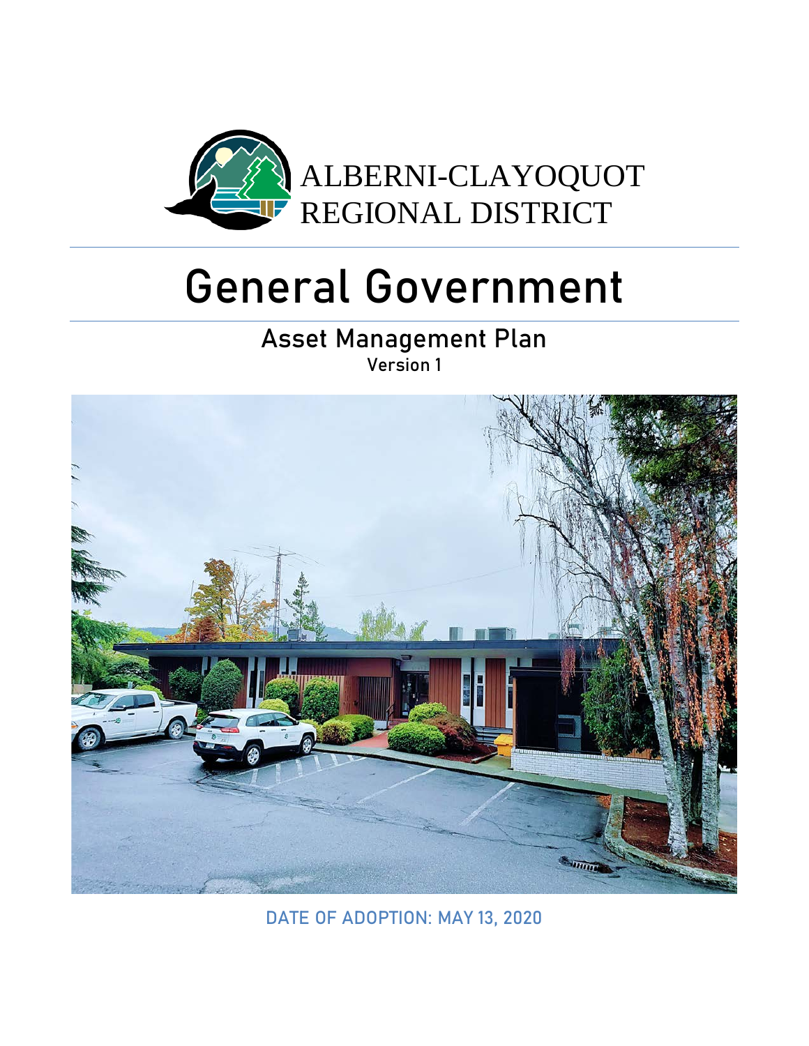ALBERNI-CLAYOQUOT
REGIONAL DISTRICT

# General Government

## Asset Management Plan

Version 1

DATE OF ADOPTION: MAY 13, 2020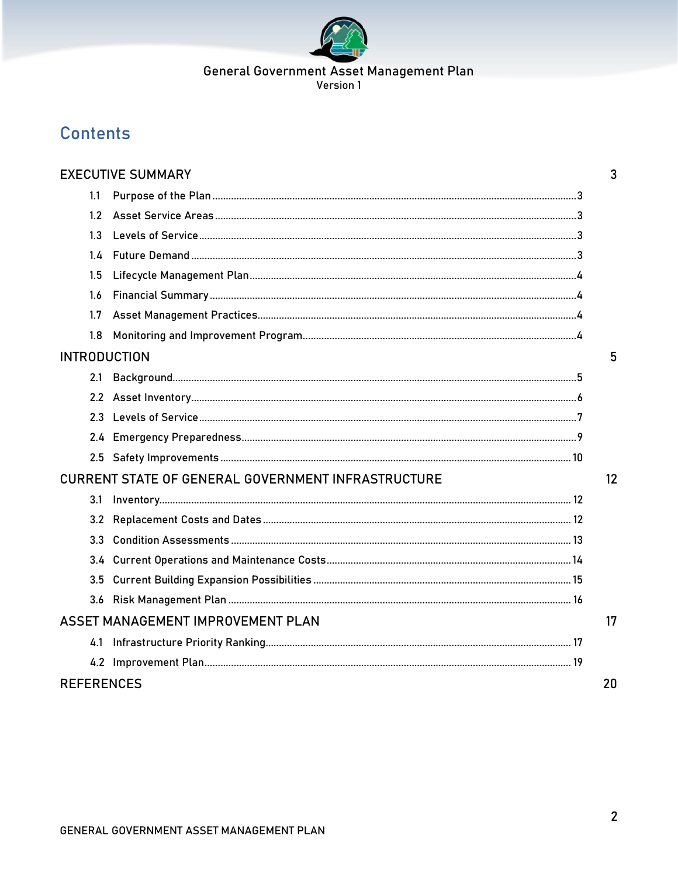# Contents

EXECUTIVE SUMMARY 3

- 1.1 Purpose of the Plan ... 3
- 1.2 Asset Service Areas ... 3
- 1.3 Levels of Service ... 3
- 1.4 Future Demand ... 3
- 1.5 Lifecycle Management Plan ... 4
- 1.6 Financial Summary ... 4
- 1.7 Asset Management Practices ... 4
- 1.8 Monitoring and Improvement Program ... 4

INTRODUCTION 5

- 2.1 Background ... 5
- 2.2 Asset Inventory ... 6
- 2.3 Levels of Service ... 7
- 2.4 Emergency Preparedness ... 9
- 2.5 Safety Improvements ... 10

CURRENT STATE OF GENERAL GOVERNMENT INFRASTRUCTURE 12

- 3.1 Inventory ... 12
- 3.2 Replacement Costs and Dates ... 12
- 3.3 Condition Assessments ... 13
- 3.4 Current Operations and Maintenance Costs ... 14
- 3.5 Current Building Expansion Possibilities ... 15
- 3.6 Risk Management Plan ... 16

ASSET MANAGEMENT IMPROVEMENT PLAN 17

- 4.1 Infrastructure Priority Ranking ... 17
- 4.2 Improvement Plan ... 19

REFERENCES 20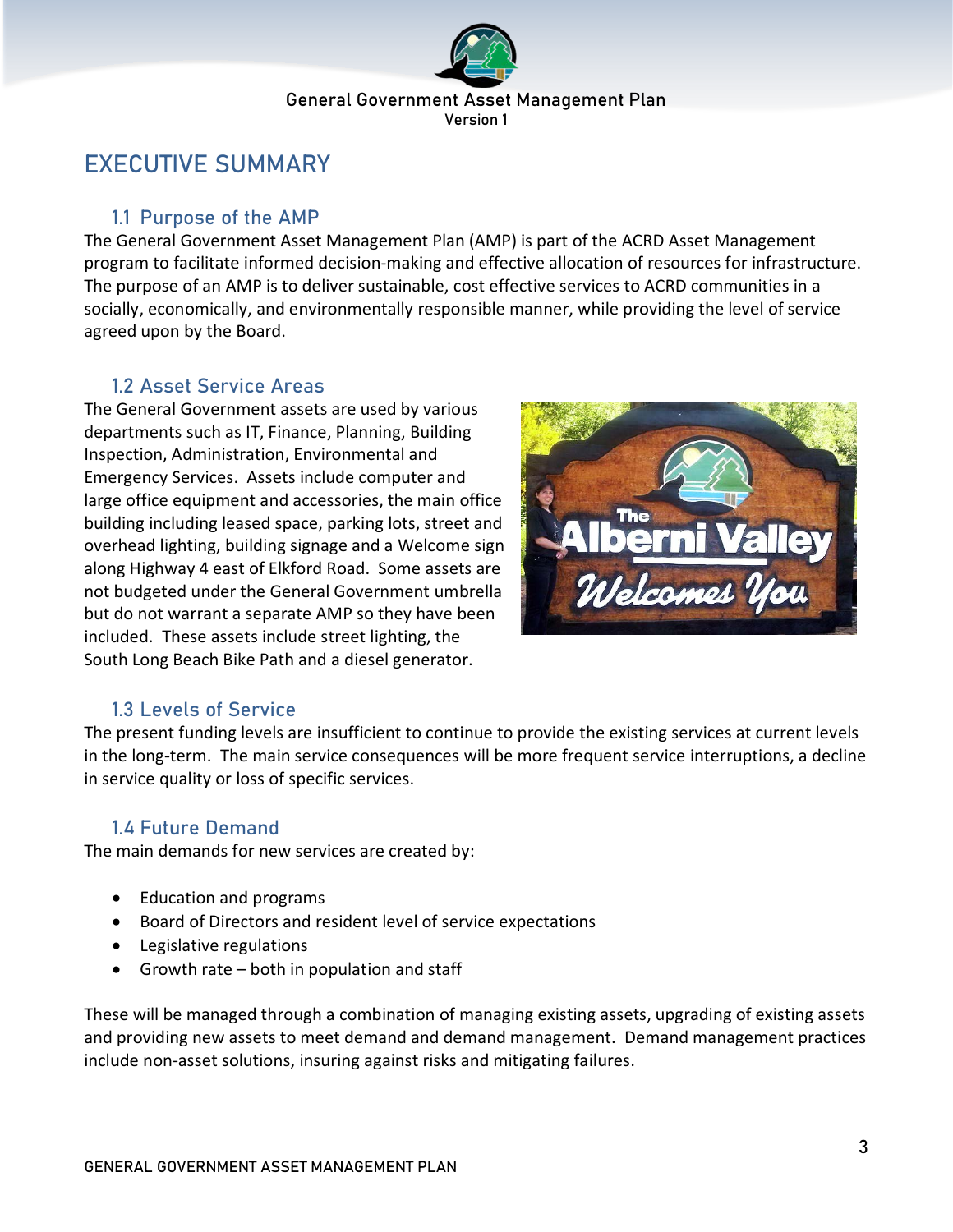# EXECUTIVE SUMMARY

## 1.1 Purpose of the AMP

The General Government Asset Management Plan (AMP) is part of the ACRD Asset Management program to facilitate informed decision-making and effective allocation of resources for infrastructure. The purpose of an AMP is to deliver sustainable, cost effective services to ACRD communities in a socially, economically, and environmentally responsible manner, while providing the level of service agreed upon by the Board.

## 1.2 Asset Service Areas

The General Government assets are used by various departments such as IT, Finance, Planning, Building Inspection, Administration, Environmental and Emergency Services. Assets include computer and large office equipment and accessories, the main office building including leased space, parking lots, street and overhead lighting, building signage and a Welcome sign along Highway 4 east of Elkford Road. Some assets are not budgeted under the General Government umbrella but do not warrant a separate AMP so they have been included. These assets include street lighting, the South Long Beach Bike Path and a diesel generator.

## 1.3 Levels of Service

The present funding levels are insufficient to continue to provide the existing services at current levels in the long-term. The main service consequences will be more frequent service interruptions, a decline in service quality or loss of specific services.

## 1.4 Future Demand

The main demands for new services are created by:

- Education and programs
- Board of Directors and resident level of service expectations
- Legislative regulations
- Growth rate – both in population and staff

These will be managed through a combination of managing existing assets, upgrading of existing assets and providing new assets to meet demand and demand management. Demand management practices include non-asset solutions, insuring against risks and mitigating failures.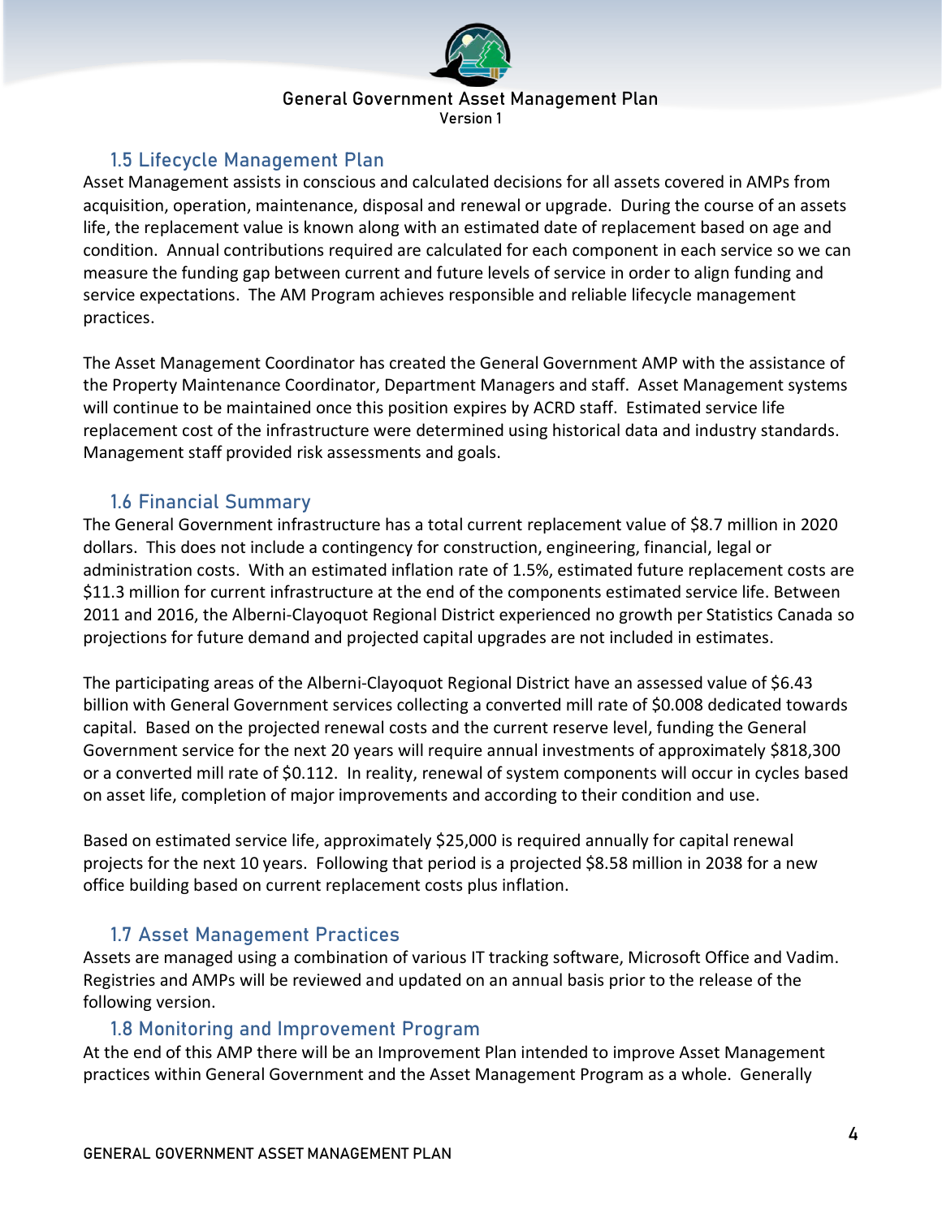## 1.5 Lifecycle Management Plan

Asset Management assists in conscious and calculated decisions for all assets covered in AMPs from acquisition, operation, maintenance, disposal and renewal or upgrade. During the course of an assets life, the replacement value is known along with an estimated date of replacement based on age and condition. Annual contributions required are calculated for each component in each service so we can measure the funding gap between current and future levels of service in order to align funding and service expectations. The AM Program achieves responsible and reliable lifecycle management practices.

The Asset Management Coordinator has created the General Government AMP with the assistance of the Property Maintenance Coordinator, Department Managers and staff. Asset Management systems will continue to be maintained once this position expires by ACRD staff. Estimated service life replacement cost of the infrastructure were determined using historical data and industry standards. Management staff provided risk assessments and goals.

## 1.6 Financial Summary

The General Government infrastructure has a total current replacement value of $8.7 million in 2020 dollars. This does not include a contingency for construction, engineering, financial, legal or administration costs. With an estimated inflation rate of 1.5%, estimated future replacement costs are $11.3 million for current infrastructure at the end of the components estimated service life. Between 2011 and 2016, the Alberni-Clayoquot Regional District experienced no growth per Statistics Canada so projections for future demand and projected capital upgrades are not included in estimates.

The participating areas of the Alberni-Clayoquot Regional District have an assessed value of $6.43 billion with General Government services collecting a converted mill rate of $0.008 dedicated towards capital. Based on the projected renewal costs and the current reserve level, funding the General Government service for the next 20 years will require annual investments of approximately $818,300 or a converted mill rate of $0.112. In reality, renewal of system components will occur in cycles based on asset life, completion of major improvements and according to their condition and use.

Based on estimated service life, approximately $25,000 is required annually for capital renewal projects for the next 10 years. Following that period is a projected $8.58 million in 2038 for a new office building based on current replacement costs plus inflation.

## 1.7 Asset Management Practices

Assets are managed using a combination of various IT tracking software, Microsoft Office and Vadim. Registries and AMPs will be reviewed and updated on an annual basis prior to the release of the following version.

## 1.8 Monitoring and Improvement Program

At the end of this AMP there will be an Improvement Plan intended to improve Asset Management practices within General Government and the Asset Management Program as a whole. Generally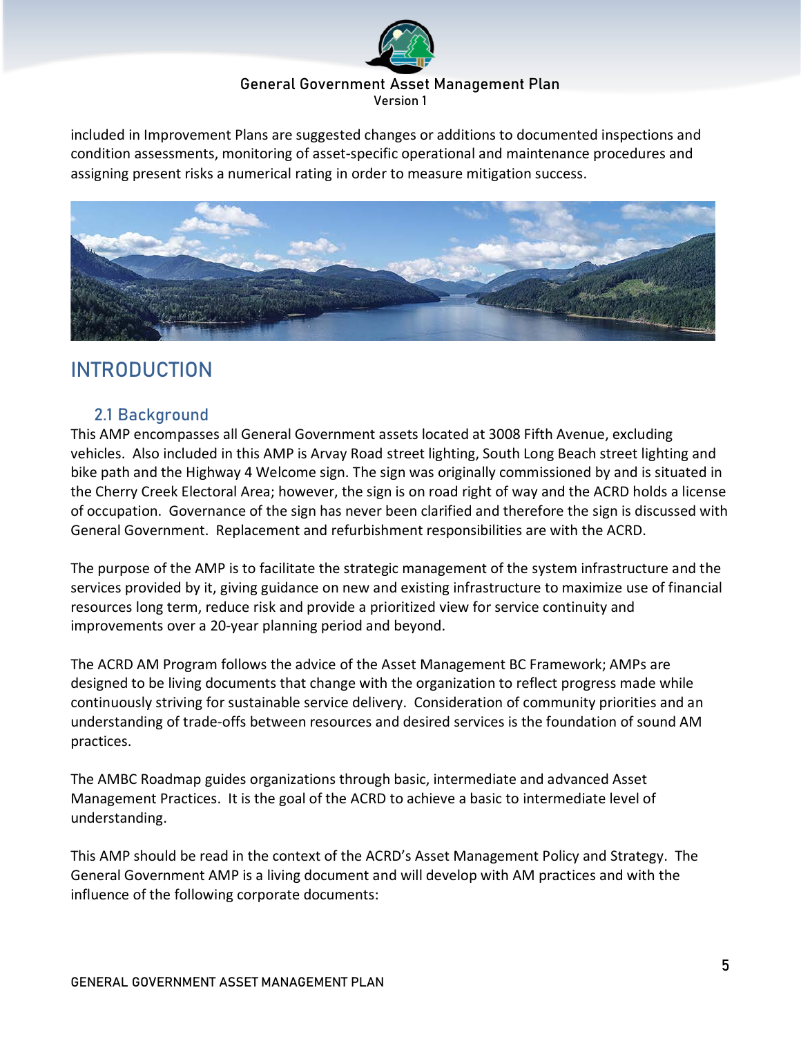included in Improvement Plans are suggested changes or additions to documented inspections and condition assessments, monitoring of asset-specific operational and maintenance procedures and assigning present risks a numerical rating in order to measure mitigation success.

# INTRODUCTION

## 2.1 Background

This AMP encompasses all General Government assets located at 3008 Fifth Avenue, excluding vehicles. Also included in this AMP is Arvay Road street lighting, South Long Beach street lighting and bike path and the Highway 4 Welcome sign. The sign was originally commissioned by and is situated in the Cherry Creek Electoral Area; however, the sign is on road right of way and the ACRD holds a license of occupation. Governance of the sign has never been clarified and therefore the sign is discussed with General Government. Replacement and refurbishment responsibilities are with the ACRD.

The purpose of the AMP is to facilitate the strategic management of the system infrastructure and the services provided by it, giving guidance on new and existing infrastructure to maximize use of financial resources long term, reduce risk and provide a prioritized view for service continuity and improvements over a 20-year planning period and beyond.

The ACRD AM Program follows the advice of the Asset Management BC Framework; AMPs are designed to be living documents that change with the organization to reflect progress made while continuously striving for sustainable service delivery. Consideration of community priorities and an understanding of trade-offs between resources and desired services is the foundation of sound AM practices.

The AMBC Roadmap guides organizations through basic, intermediate and advanced Asset Management Practices. It is the goal of the ACRD to achieve a basic to intermediate level of understanding.

This AMP should be read in the context of the ACRD's Asset Management Policy and Strategy. The General Government AMP is a living document and will develop with AM practices and with the influence of the following corporate documents: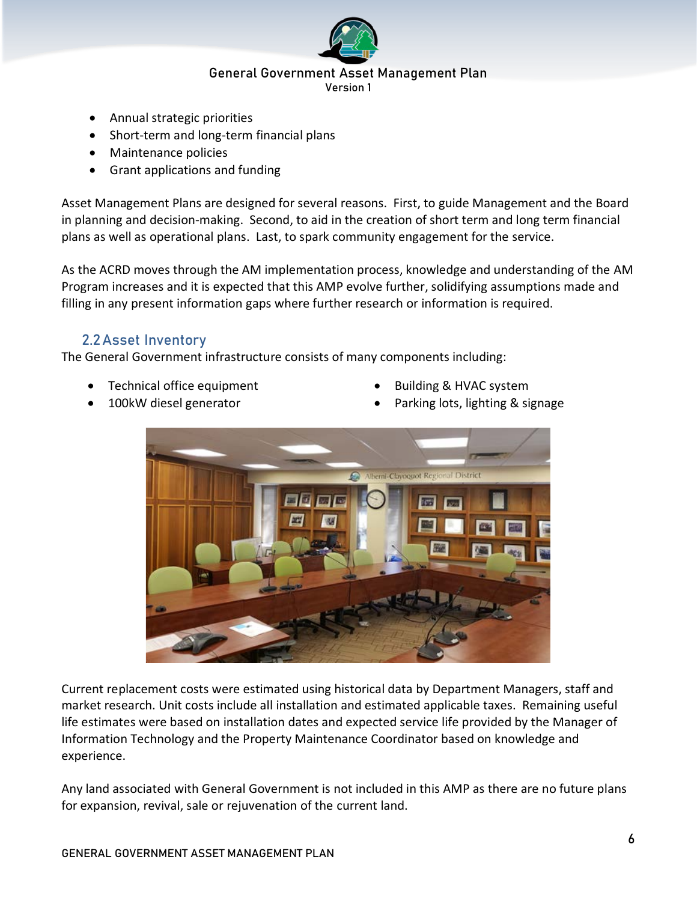- Annual strategic priorities
- Short-term and long-term financial plans
- Maintenance policies
- Grant applications and funding

Asset Management Plans are designed for several reasons. First, to guide Management and the Board in planning and decision-making. Second, to aid in the creation of short term and long term financial plans as well as operational plans. Last, to spark community engagement for the service.

As the ACRD moves through the AM implementation process, knowledge and understanding of the AM Program increases and it is expected that this AMP evolve further, solidifying assumptions made and filling in any present information gaps where further research or information is required.

## 2.2 Asset Inventory

The General Government infrastructure consists of many components including:

- Technical office equipment
- 100kW diesel generator
- Building & HVAC system
- Parking lots, lighting & signage

Current replacement costs were estimated using historical data by Department Managers, staff and market research. Unit costs include all installation and estimated applicable taxes. Remaining useful life estimates were based on installation dates and expected service life provided by the Manager of Information Technology and the Property Maintenance Coordinator based on knowledge and experience.

Any land associated with General Government is not included in this AMP as there are no future plans for expansion, revival, sale or rejuvenation of the current land.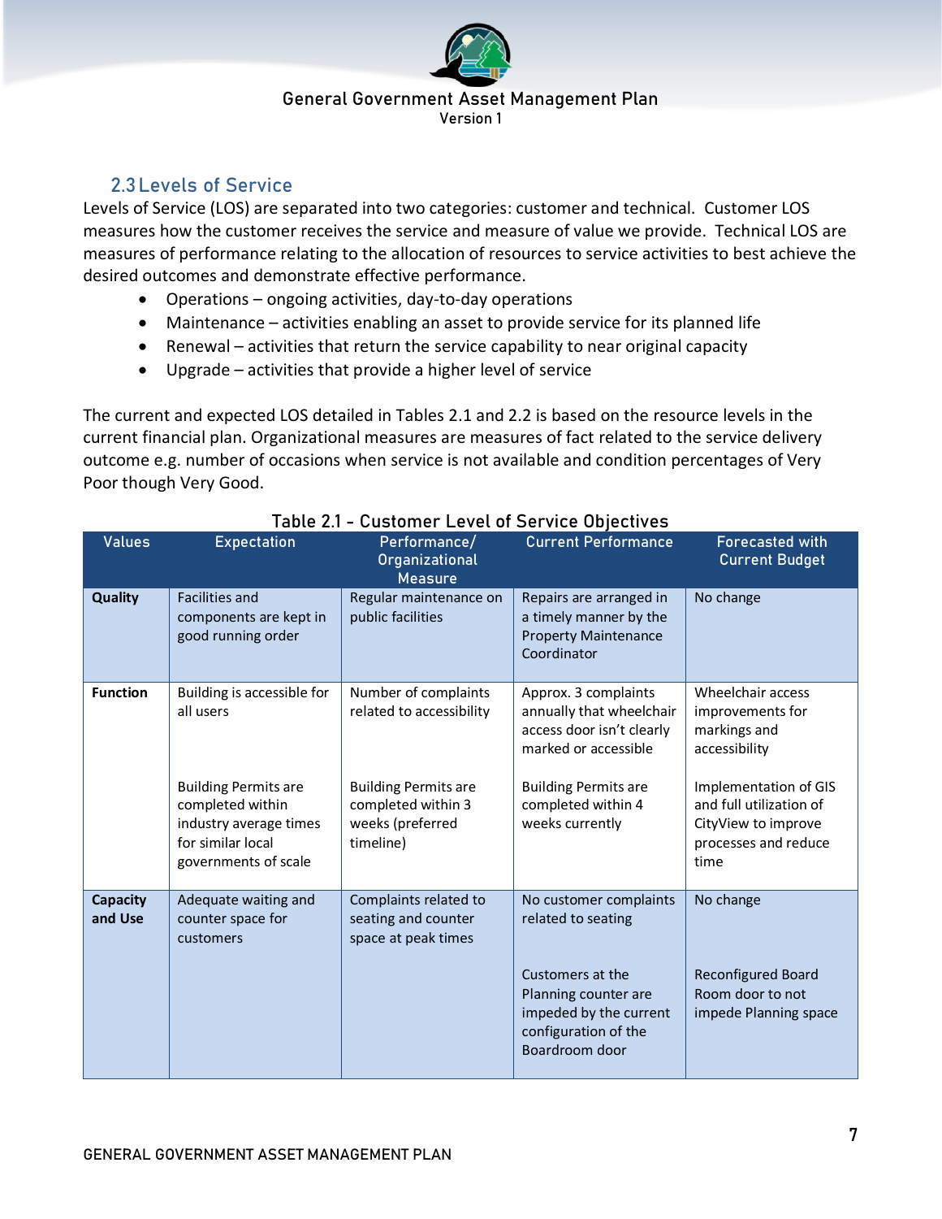## 2.3 Levels of Service

Levels of Service (LOS) are separated into two categories: customer and technical. Customer LOS measures how the customer receives the service and measure of value we provide. Technical LOS are measures of performance relating to the allocation of resources to service activities to best achieve the desired outcomes and demonstrate effective performance.

- Operations – ongoing activities, day-to-day operations
- Maintenance – activities enabling an asset to provide service for its planned life
- Renewal – activities that return the service capability to near original capacity
- Upgrade – activities that provide a higher level of service

The current and expected LOS detailed in Tables 2.1 and 2.2 is based on the resource levels in the current financial plan. Organizational measures are measures of fact related to the service delivery outcome e.g. number of occasions when service is not available and condition percentages of Very Poor though Very Good.

Table 2.1 - Customer Level of Service Objectives

| Values | Expectation | Performance/ Organizational Measure | Current Performance | Forecasted with Current Budget |
|---|---|---|---|---|
| **Quality** | Facilities and components are kept in good running order | Regular maintenance on public facilities | Repairs are arranged in a timely manner by the Property Maintenance Coordinator | No change |
| **Function** | Building is accessible for all users | Number of complaints related to accessibility | Approx. 3 complaints annually that wheelchair access door isn't clearly marked or accessible | Wheelchair access improvements for markings and accessibility |
| | Building Permits are completed within industry average times for similar local governments of scale | Building Permits are completed within 3 weeks (preferred timeline) | Building Permits are completed within 4 weeks currently | Implementation of GIS and full utilization of CityView to improve processes and reduce time |
| **Capacity and Use** | Adequate waiting and counter space for customers | Complaints related to seating and counter space at peak times | No customer complaints related to seating | No change |
| | | | Customers at the Planning counter are impeded by the current configuration of the Boardroom door | Reconfigured Board Room door to not impede Planning space |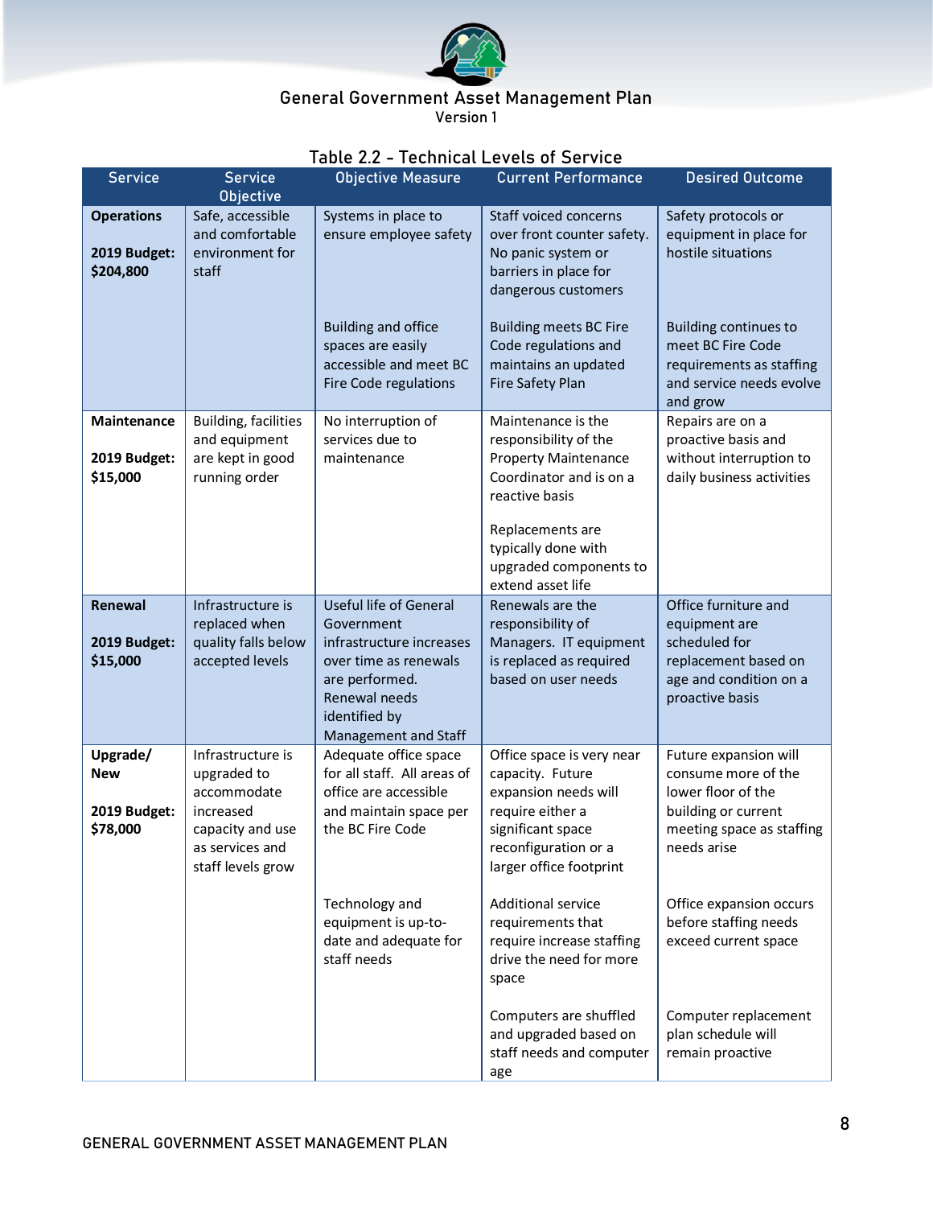Table 2.2 - Technical Levels of Service

| Service | Service Objective | Objective Measure | Current Performance | Desired Outcome |
|---|---|---|---|---|
| **Operations**<br><br>**2019 Budget: $204,800** | Safe, accessible and comfortable environment for staff | Systems in place to ensure employee safety | Staff voiced concerns over front counter safety. No panic system or barriers in place for dangerous customers | Safety protocols or equipment in place for hostile situations |
| | | Building and office spaces are easily accessible and meet BC Fire Code regulations | Building meets BC Fire Code regulations and maintains an updated Fire Safety Plan | Building continues to meet BC Fire Code requirements as staffing and service needs evolve and grow |
| **Maintenance**<br><br>**2019 Budget: $15,000** | Building, facilities and equipment are kept in good running order | No interruption of services due to maintenance | Maintenance is the responsibility of the Property Maintenance Coordinator and is on a reactive basis<br><br>Replacements are typically done with upgraded components to extend asset life | Repairs are on a proactive basis and without interruption to daily business activities |
| **Renewal**<br><br>**2019 Budget: $15,000** | Infrastructure is replaced when quality falls below accepted levels | Useful life of General Government infrastructure increases over time as renewals are performed. Renewal needs identified by Management and Staff | Renewals are the responsibility of Managers. IT equipment is replaced as required based on user needs | Office furniture and equipment are scheduled for replacement based on age and condition on a proactive basis |
| **Upgrade/ New**<br><br>**2019 Budget: $78,000** | Infrastructure is upgraded to accommodate increased capacity and use as services and staff levels grow | Adequate office space for all staff. All areas of office are accessible and maintain space per the BC Fire Code | Office space is very near capacity. Future expansion needs will require either a significant space reconfiguration or a larger office footprint | Future expansion will consume more of the lower floor of the building or current meeting space as staffing needs arise |
| | | Technology and equipment is up-to-date and adequate for staff needs | Additional service requirements that require increase staffing drive the need for more space | Office expansion occurs before staffing needs exceed current space |
| | | | Computers are shuffled and upgraded based on staff needs and computer age | Computer replacement plan schedule will remain proactive |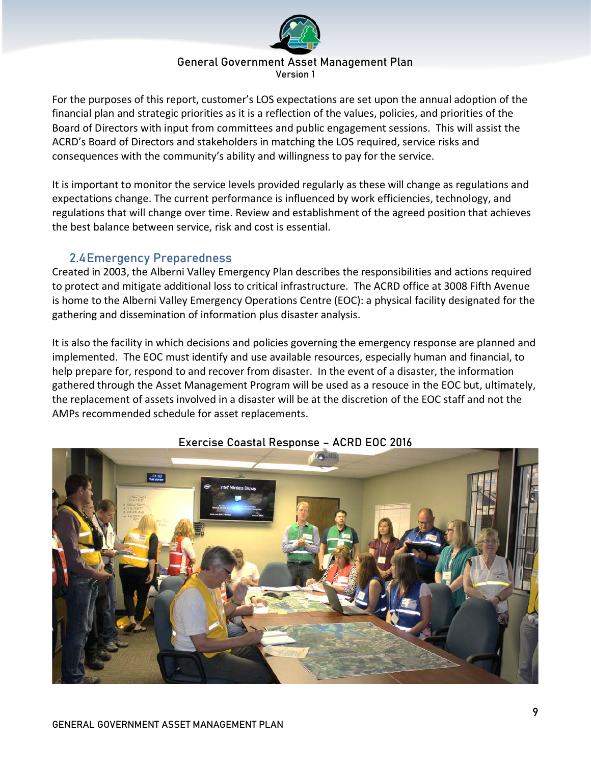For the purposes of this report, customer's LOS expectations are set upon the annual adoption of the financial plan and strategic priorities as it is a reflection of the values, policies, and priorities of the Board of Directors with input from committees and public engagement sessions. This will assist the ACRD's Board of Directors and stakeholders in matching the LOS required, service risks and consequences with the community's ability and willingness to pay for the service.

It is important to monitor the service levels provided regularly as these will change as regulations and expectations change. The current performance is influenced by work efficiencies, technology, and regulations that will change over time. Review and establishment of the agreed position that achieves the best balance between service, risk and cost is essential.

## 2.4 Emergency Preparedness

Created in 2003, the Alberni Valley Emergency Plan describes the responsibilities and actions required to protect and mitigate additional loss to critical infrastructure. The ACRD office at 3008 Fifth Avenue is home to the Alberni Valley Emergency Operations Centre (EOC): a physical facility designated for the gathering and dissemination of information plus disaster analysis.

It is also the facility in which decisions and policies governing the emergency response are planned and implemented. The EOC must identify and use available resources, especially human and financial, to help prepare for, respond to and recover from disaster. In the event of a disaster, the information gathered through the Asset Management Program will be used as a resouce in the EOC but, ultimately, the replacement of assets involved in a disaster will be at the discretion of the EOC staff and not the AMPs recommended schedule for asset replacements.

Exercise Coastal Response – ACRD EOC 2016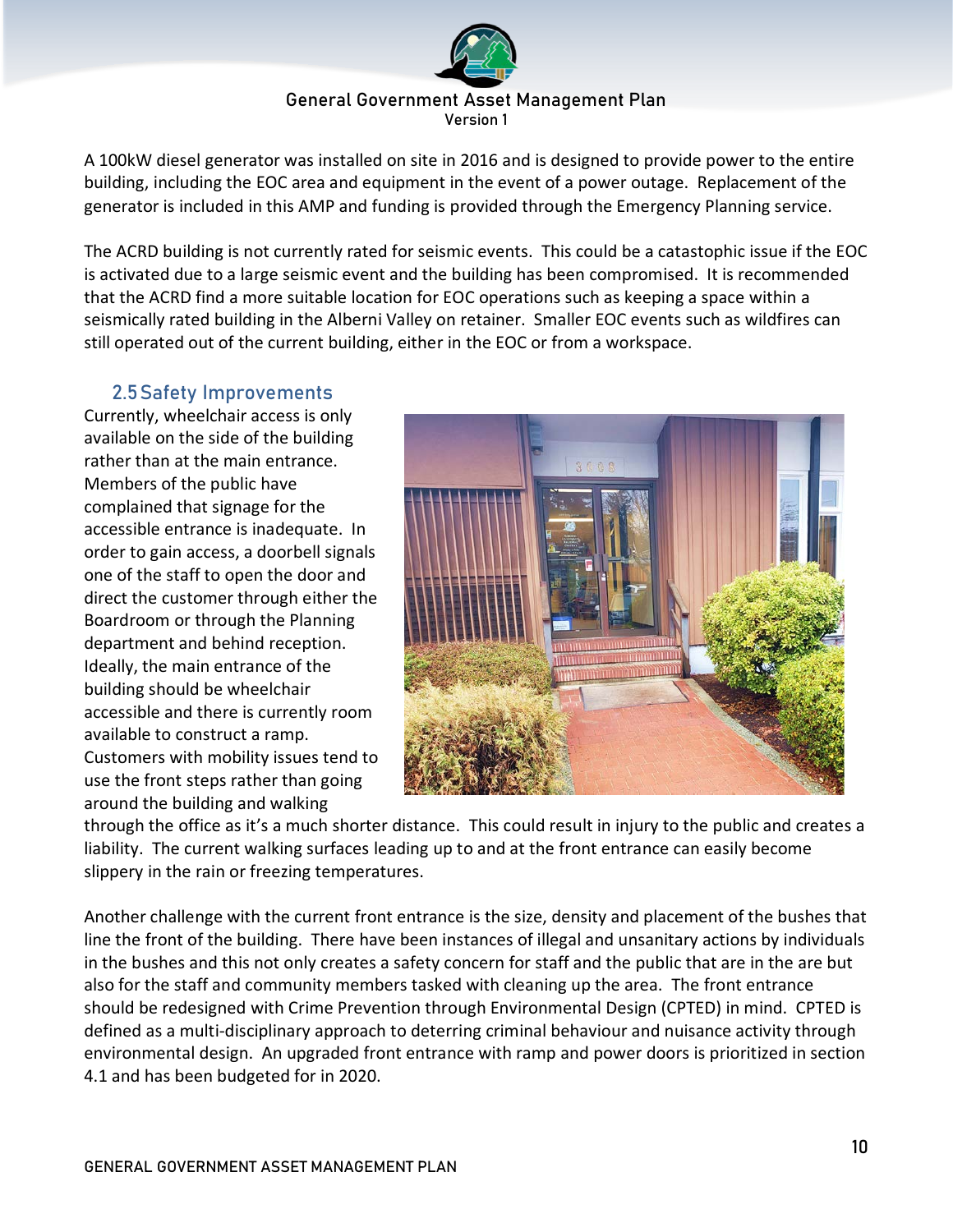A 100kW diesel generator was installed on site in 2016 and is designed to provide power to the entire building, including the EOC area and equipment in the event of a power outage. Replacement of the generator is included in this AMP and funding is provided through the Emergency Planning service.

The ACRD building is not currently rated for seismic events. This could be a catastrophic issue if the EOC is activated due to a large seismic event and the building has been compromised. It is recommended that the ACRD find a more suitable location for EOC operations such as keeping a space within a seismically rated building in the Alberni Valley on retainer. Smaller EOC events such as wildfires can still operated out of the current building, either in the EOC or from a workspace.

## 2.5 Safety Improvements

Currently, wheelchair access is only available on the side of the building rather than at the main entrance. Members of the public have complained that signage for the accessible entrance is inadequate. In order to gain access, a doorbell signals one of the staff to open the door and direct the customer through either the Boardroom or through the Planning department and behind reception. Ideally, the main entrance of the building should be wheelchair accessible and there is currently room available to construct a ramp. Customers with mobility issues tend to use the front steps rather than going around the building and walking through the office as it's a much shorter distance. This could result in injury to the public and creates a liability. The current walking surfaces leading up to and at the front entrance can easily become slippery in the rain or freezing temperatures.

Another challenge with the current front entrance is the size, density and placement of the bushes that line the front of the building. There have been instances of illegal and unsanitary actions by individuals in the bushes and this not only creates a safety concern for staff and the public that are in the are but also for the staff and community members tasked with cleaning up the area. The front entrance should be redesigned with Crime Prevention through Environmental Design (CPTED) in mind. CPTED is defined as a multi-disciplinary approach to deterring criminal behaviour and nuisance activity through environmental design. An upgraded front entrance with ramp and power doors is prioritized in section 4.1 and has been budgeted for in 2020.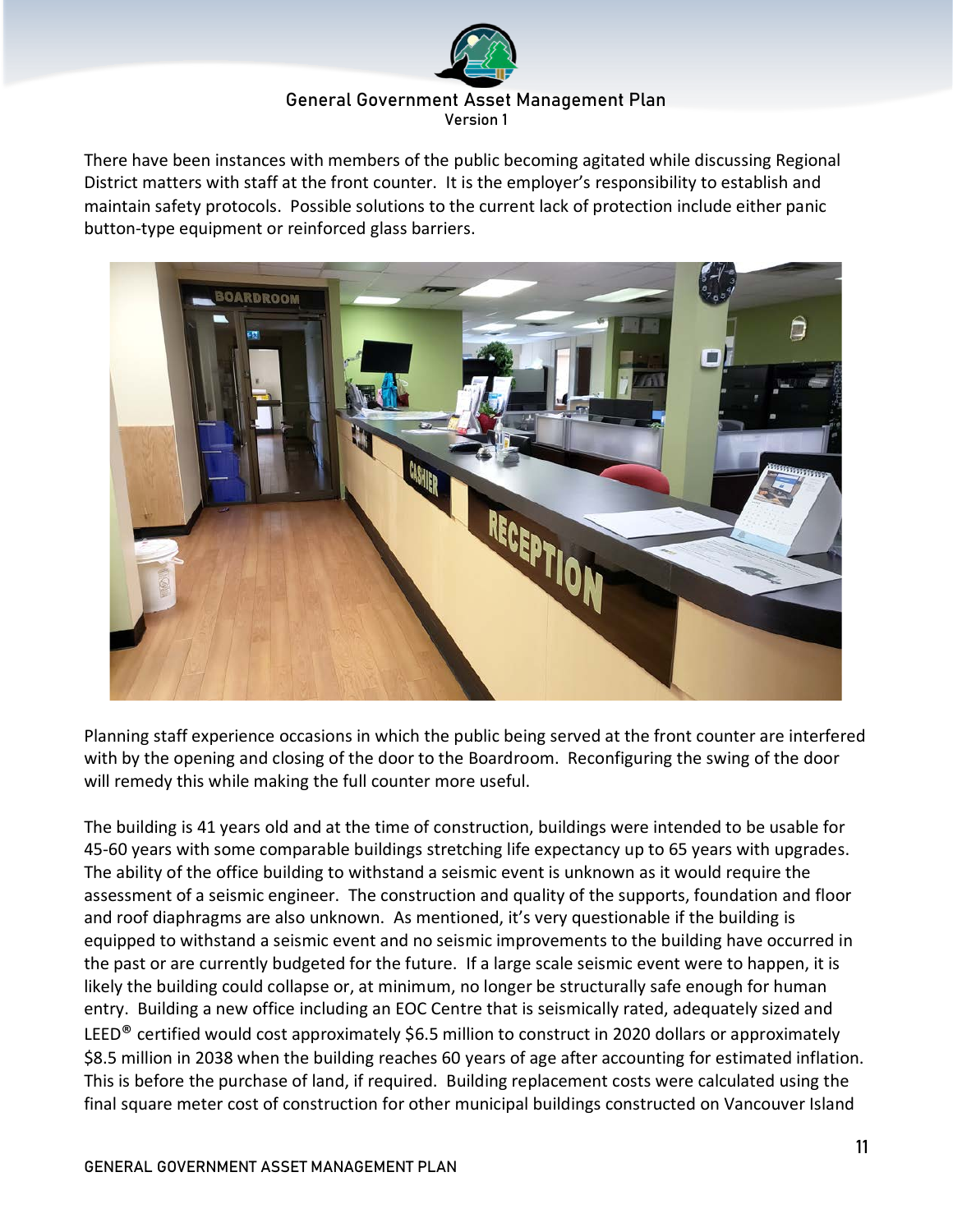There have been instances with members of the public becoming agitated while discussing Regional District matters with staff at the front counter. It is the employer's responsibility to establish and maintain safety protocols. Possible solutions to the current lack of protection include either panic button-type equipment or reinforced glass barriers.

Planning staff experience occasions in which the public being served at the front counter are interfered with by the opening and closing of the door to the Boardroom. Reconfiguring the swing of the door will remedy this while making the full counter more useful.

The building is 41 years old and at the time of construction, buildings were intended to be usable for 45-60 years with some comparable buildings stretching life expectancy up to 65 years with upgrades. The ability of the office building to withstand a seismic event is unknown as it would require the assessment of a seismic engineer. The construction and quality of the supports, foundation and floor and roof diaphragms are also unknown. As mentioned, it's very questionable if the building is equipped to withstand a seismic event and no seismic improvements to the building have occurred in the past or are currently budgeted for the future. If a large scale seismic event were to happen, it is likely the building could collapse or, at minimum, no longer be structurally safe enough for human entry. Building a new office including an EOC Centre that is seismically rated, adequately sized and LEED® certified would cost approximately $6.5 million to construct in 2020 dollars or approximately $8.5 million in 2038 when the building reaches 60 years of age after accounting for estimated inflation. This is before the purchase of land, if required. Building replacement costs were calculated using the final square meter cost of construction for other municipal buildings constructed on Vancouver Island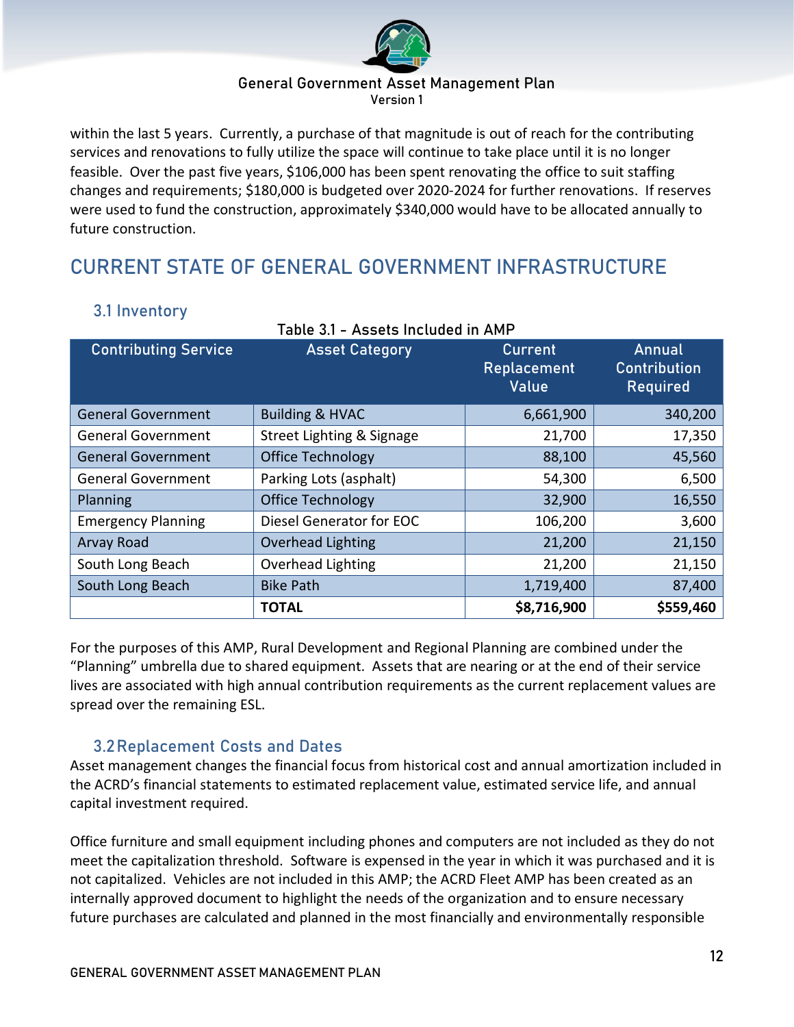within the last 5 years. Currently, a purchase of that magnitude is out of reach for the contributing services and renovations to fully utilize the space will continue to take place until it is no longer feasible. Over the past five years, $106,000 has been spent renovating the office to suit staffing changes and requirements; $180,000 is budgeted over 2020-2024 for further renovations. If reserves were used to fund the construction, approximately $340,000 would have to be allocated annually to future construction.

# CURRENT STATE OF GENERAL GOVERNMENT INFRASTRUCTURE

## 3.1 Inventory

Table 3.1 - Assets Included in AMP

| Contributing Service | Asset Category | Current Replacement Value | Annual Contribution Required |
|---|---|---|---|
| General Government | Building & HVAC | 6,661,900 | 340,200 |
| General Government | Street Lighting & Signage | 21,700 | 17,350 |
| General Government | Office Technology | 88,100 | 45,560 |
| General Government | Parking Lots (asphalt) | 54,300 | 6,500 |
| Planning | Office Technology | 32,900 | 16,550 |
| Emergency Planning | Diesel Generator for EOC | 106,200 | 3,600 |
| Arvay Road | Overhead Lighting | 21,200 | 21,150 |
| South Long Beach | Overhead Lighting | 21,200 | 21,150 |
| South Long Beach | Bike Path | 1,719,400 | 87,400 |
| | **TOTAL** | **$8,716,900** | **$559,460** |

For the purposes of this AMP, Rural Development and Regional Planning are combined under the "Planning" umbrella due to shared equipment. Assets that are nearing or at the end of their service lives are associated with high annual contribution requirements as the current replacement values are spread over the remaining ESL.

## 3.2 Replacement Costs and Dates

Asset management changes the financial focus from historical cost and annual amortization included in the ACRD's financial statements to estimated replacement value, estimated service life, and annual capital investment required.

Office furniture and small equipment including phones and computers are not included as they do not meet the capitalization threshold. Software is expensed in the year in which it was purchased and it is not capitalized. Vehicles are not included in this AMP; the ACRD Fleet AMP has been created as an internally approved document to highlight the needs of the organization and to ensure necessary future purchases are calculated and planned in the most financially and environmentally responsible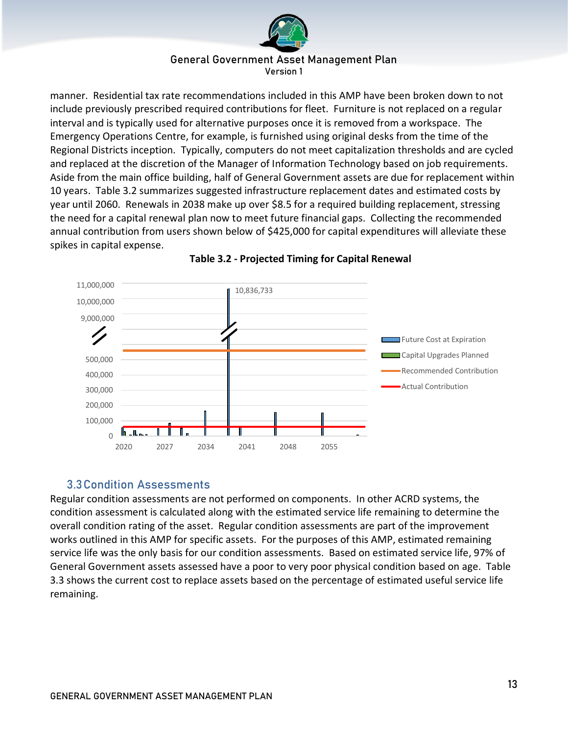manner. Residential tax rate recommendations included in this AMP have been broken down to not include previously prescribed required contributions for fleet. Furniture is not replaced on a regular interval and is typically used for alternative purposes once it is removed from a workspace. The Emergency Operations Centre, for example, is furnished using original desks from the time of the Regional Districts inception. Typically, computers do not meet capitalization thresholds and are cycled and replaced at the discretion of the Manager of Information Technology based on job requirements. Aside from the main office building, half of General Government assets are due for replacement within 10 years. Table 3.2 summarizes suggested infrastructure replacement dates and estimated costs by year until 2060. Renewals in 2038 make up over $8.5 for a required building replacement, stressing the need for a capital renewal plan now to meet future financial gaps. Collecting the recommended annual contribution from users shown below of $425,000 for capital expenditures will alleviate these spikes in capital expense.

**Table 3.2 - Projected Timing for Capital Renewal**

## 3.3 Condition Assessments

Regular condition assessments are not performed on components. In other ACRD systems, the condition assessment is calculated along with the estimated service life remaining to determine the overall condition rating of the asset. Regular condition assessments are part of the improvement works outlined in this AMP for specific assets. For the purposes of this AMP, estimated remaining service life was the only basis for our condition assessments. Based on estimated service life, 97% of General Government assets assessed have a poor to very poor physical condition based on age. Table 3.3 shows the current cost to replace assets based on the percentage of estimated useful service life remaining.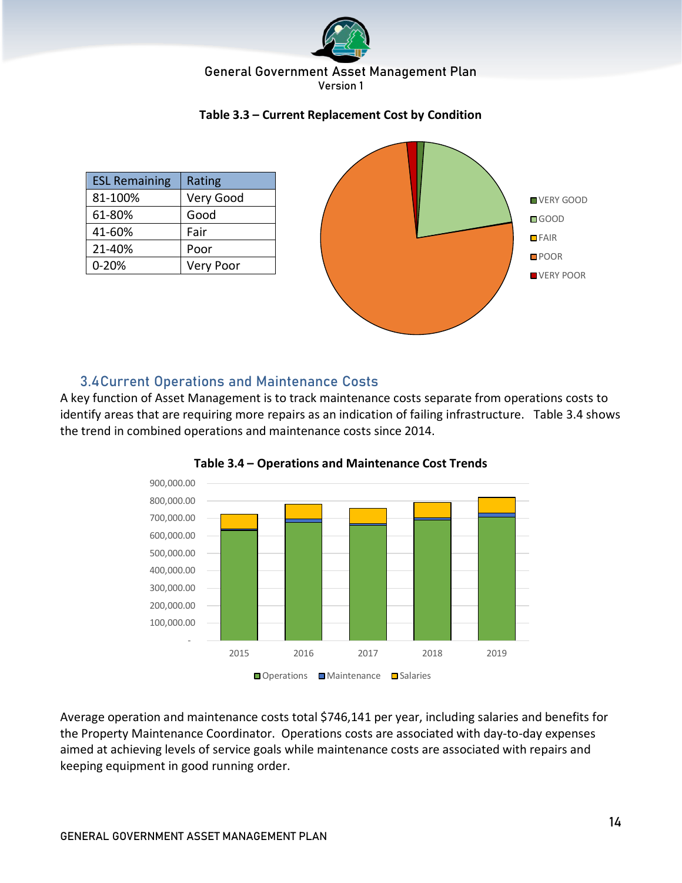**Table 3.3 – Current Replacement Cost by Condition**

| ESL Remaining | Rating |
|---|---|
| 81-100% | Very Good |
| 61-80% | Good |
| 41-60% | Fair |
| 21-40% | Poor |
| 0-20% | Very Poor |

## 3.4 Current Operations and Maintenance Costs

A key function of Asset Management is to track maintenance costs separate from operations costs to identify areas that are requiring more repairs as an indication of failing infrastructure. Table 3.4 shows the trend in combined operations and maintenance costs since 2014.

**Table 3.4 – Operations and Maintenance Cost Trends**

Average operation and maintenance costs total $746,141 per year, including salaries and benefits for the Property Maintenance Coordinator. Operations costs are associated with day-to-day expenses aimed at achieving levels of service goals while maintenance costs are associated with repairs and keeping equipment in good running order.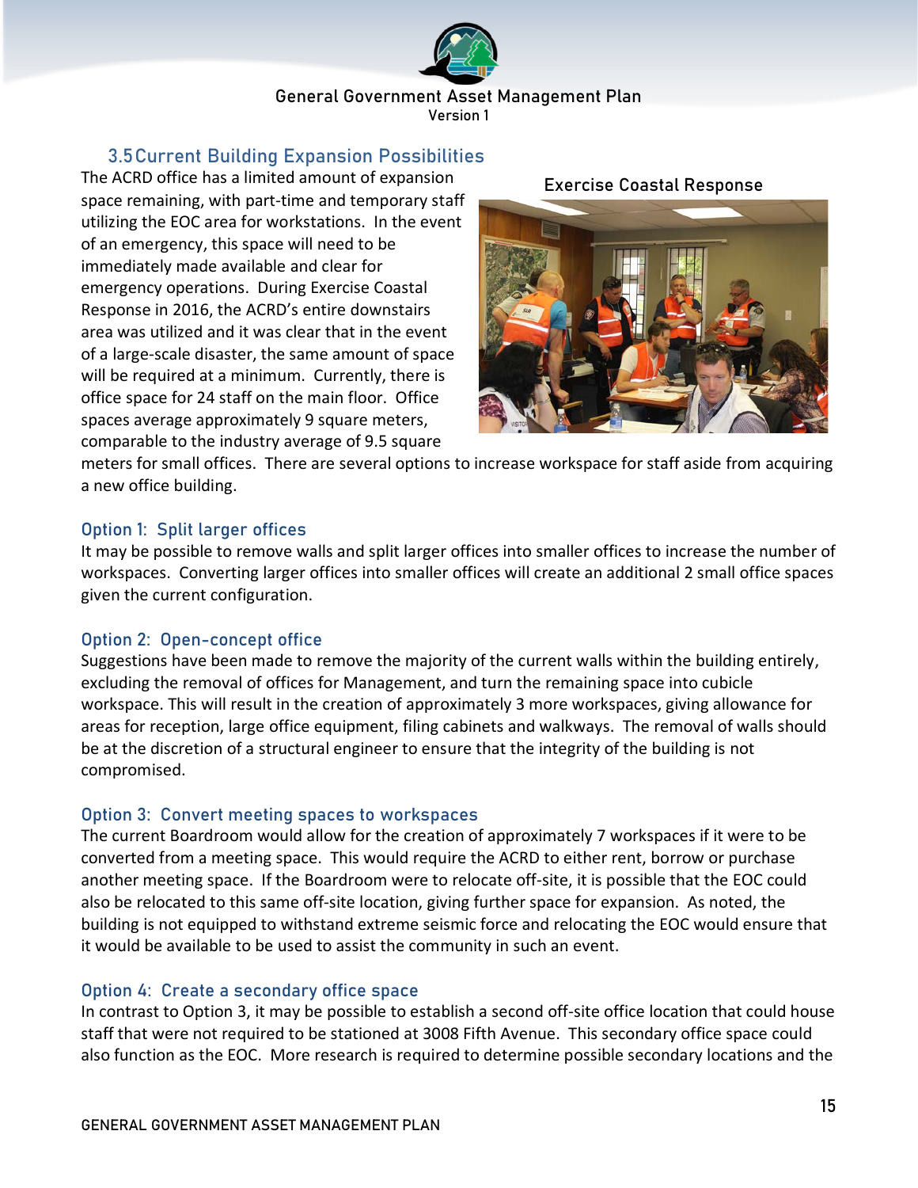## 3.5 Current Building Expansion Possibilities

The ACRD office has a limited amount of expansion space remaining, with part-time and temporary staff utilizing the EOC area for workstations. In the event of an emergency, this space will need to be immediately made available and clear for emergency operations. During Exercise Coastal Response in 2016, the ACRD's entire downstairs area was utilized and it was clear that in the event of a large-scale disaster, the same amount of space will be required at a minimum. Currently, there is office space for 24 staff on the main floor. Office spaces average approximately 9 square meters, comparable to the industry average of 9.5 square meters for small offices. There are several options to increase workspace for staff aside from acquiring a new office building.

Exercise Coastal Response

### Option 1: Split larger offices

It may be possible to remove walls and split larger offices into smaller offices to increase the number of workspaces. Converting larger offices into smaller offices will create an additional 2 small office spaces given the current configuration.

### Option 2: Open-concept office

Suggestions have been made to remove the majority of the current walls within the building entirely, excluding the removal of offices for Management, and turn the remaining space into cubicle workspace. This will result in the creation of approximately 3 more workspaces, giving allowance for areas for reception, large office equipment, filing cabinets and walkways. The removal of walls should be at the discretion of a structural engineer to ensure that the integrity of the building is not compromised.

### Option 3: Convert meeting spaces to workspaces

The current Boardroom would allow for the creation of approximately 7 workspaces if it were to be converted from a meeting space. This would require the ACRD to either rent, borrow or purchase another meeting space. If the Boardroom were to relocate off-site, it is possible that the EOC could also be relocated to this same off-site location, giving further space for expansion. As noted, the building is not equipped to withstand extreme seismic force and relocating the EOC would ensure that it would be available to be used to assist the community in such an event.

### Option 4: Create a secondary office space

In contrast to Option 3, it may be possible to establish a second off-site office location that could house staff that were not required to be stationed at 3008 Fifth Avenue. This secondary office space could also function as the EOC. More research is required to determine possible secondary locations and the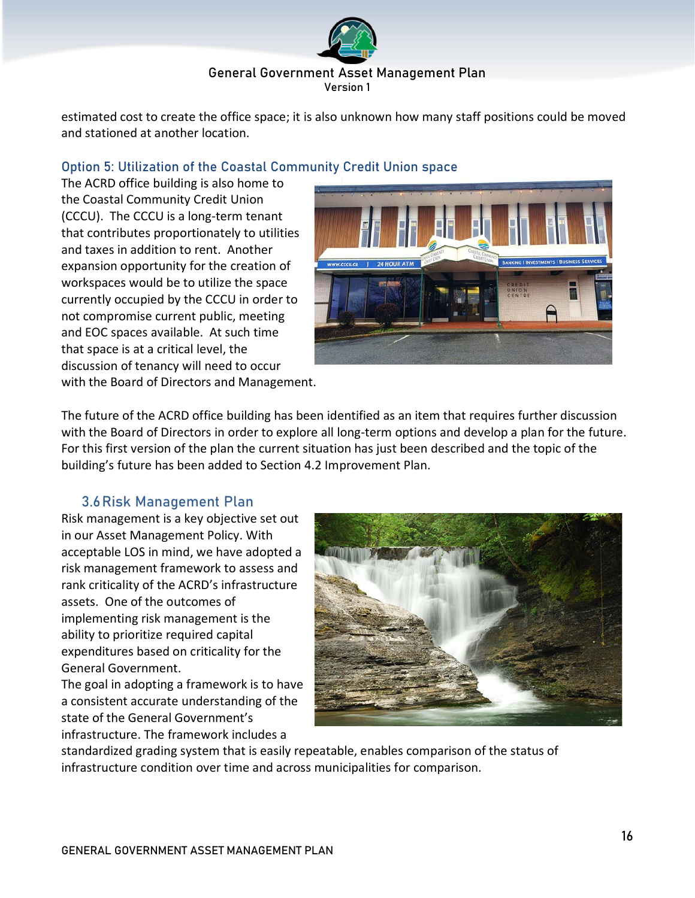estimated cost to create the office space; it is also unknown how many staff positions could be moved and stationed at another location.

### Option 5: Utilization of the Coastal Community Credit Union space

The ACRD office building is also home to the Coastal Community Credit Union (CCCU). The CCCU is a long-term tenant that contributes proportionately to utilities and taxes in addition to rent. Another expansion opportunity for the creation of workspaces would be to utilize the space currently occupied by the CCCU in order to not compromise current public, meeting and EOC spaces available. At such time that space is at a critical level, the discussion of tenancy will need to occur with the Board of Directors and Management.

The future of the ACRD office building has been identified as an item that requires further discussion with the Board of Directors in order to explore all long-term options and develop a plan for the future. For this first version of the plan the current situation has just been described and the topic of the building's future has been added to Section 4.2 Improvement Plan.

## 3.6 Risk Management Plan

Risk management is a key objective set out in our Asset Management Policy. With acceptable LOS in mind, we have adopted a risk management framework to assess and rank criticality of the ACRD's infrastructure assets. One of the outcomes of implementing risk management is the ability to prioritize required capital expenditures based on criticality for the General Government.

The goal in adopting a framework is to have a consistent accurate understanding of the state of the General Government's infrastructure. The framework includes a standardized grading system that is easily repeatable, enables comparison of the status of infrastructure condition over time and across municipalities for comparison.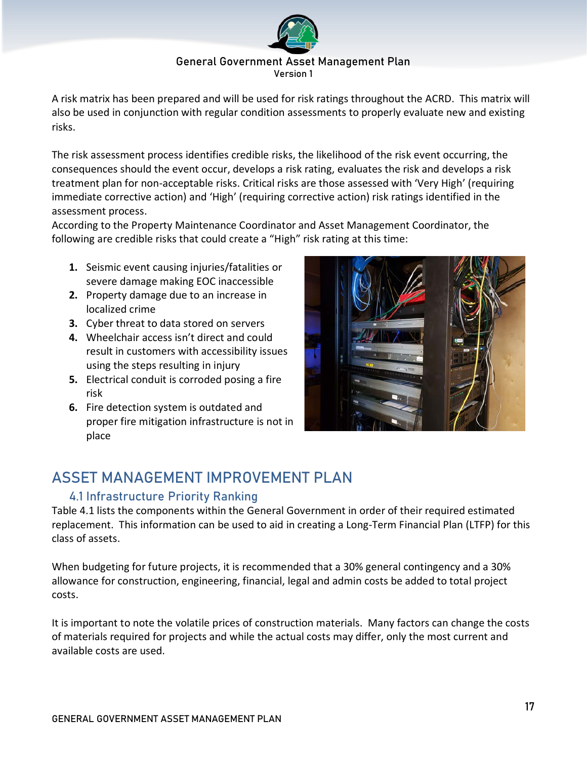A risk matrix has been prepared and will be used for risk ratings throughout the ACRD. This matrix will also be used in conjunction with regular condition assessments to properly evaluate new and existing risks.

The risk assessment process identifies credible risks, the likelihood of the risk event occurring, the consequences should the event occur, develops a risk rating, evaluates the risk and develops a risk treatment plan for non-acceptable risks. Critical risks are those assessed with 'Very High' (requiring immediate corrective action) and 'High' (requiring corrective action) risk ratings identified in the assessment process.
According to the Property Maintenance Coordinator and Asset Management Coordinator, the following are credible risks that could create a "High" risk rating at this time:

1. Seismic event causing injuries/fatalities or severe damage making EOC inaccessible
2. Property damage due to an increase in localized crime
3. Cyber threat to data stored on servers
4. Wheelchair access isn't direct and could result in customers with accessibility issues using the steps resulting in injury
5. Electrical conduit is corroded posing a fire risk
6. Fire detection system is outdated and proper fire mitigation infrastructure is not in place

# ASSET MANAGEMENT IMPROVEMENT PLAN

## 4.1 Infrastructure Priority Ranking

Table 4.1 lists the components within the General Government in order of their required estimated replacement. This information can be used to aid in creating a Long-Term Financial Plan (LTFP) for this class of assets.

When budgeting for future projects, it is recommended that a 30% general contingency and a 30% allowance for construction, engineering, financial, legal and admin costs be added to total project costs.

It is important to note the volatile prices of construction materials. Many factors can change the costs of materials required for projects and while the actual costs may differ, only the most current and available costs are used.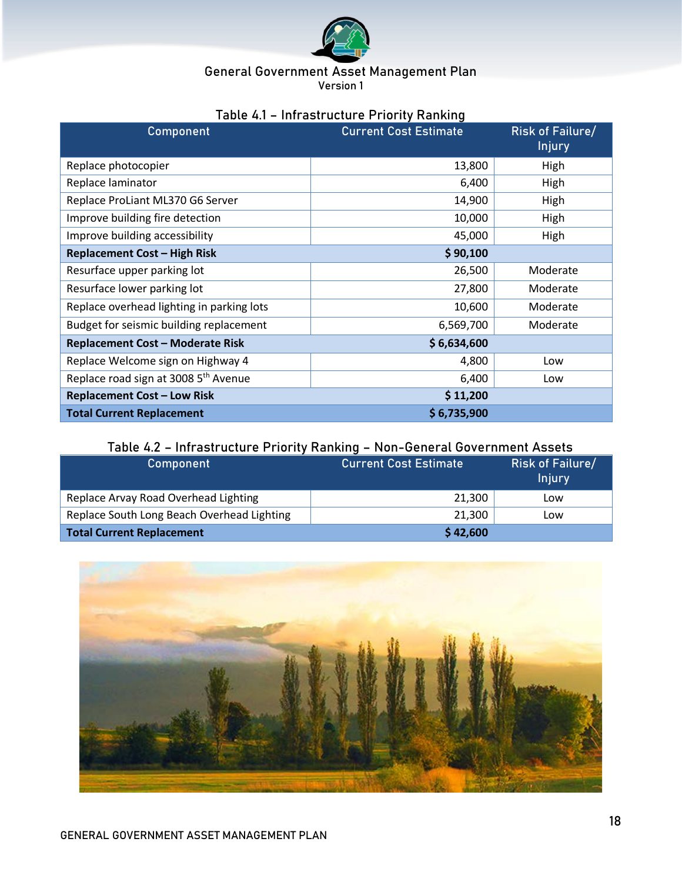## Table 4.1 – Infrastructure Priority Ranking

| Component | Current Cost Estimate | Risk of Failure/ Injury |
|---|---|---|
| Replace photocopier | 13,800 | High |
| Replace laminator | 6,400 | High |
| Replace ProLiant ML370 G6 Server | 14,900 | High |
| Improve building fire detection | 10,000 | High |
| Improve building accessibility | 45,000 | High |
| **Replacement Cost – High Risk** | **$ 90,100** | |
| Resurface upper parking lot | 26,500 | Moderate |
| Resurface lower parking lot | 27,800 | Moderate |
| Replace overhead lighting in parking lots | 10,600 | Moderate |
| Budget for seismic building replacement | 6,569,700 | Moderate |
| **Replacement Cost – Moderate Risk** | **$ 6,634,600** | |
| Replace Welcome sign on Highway 4 | 4,800 | Low |
| Replace road sign at 3008 5th Avenue | 6,400 | Low |
| **Replacement Cost – Low Risk** | **$ 11,200** | |
| **Total Current Replacement** | **$ 6,735,900** | |

## Table 4.2 – Infrastructure Priority Ranking – Non-General Government Assets

| Component | Current Cost Estimate | Risk of Failure/ Injury |
|---|---|---|
| Replace Arvay Road Overhead Lighting | 21,300 | Low |
| Replace South Long Beach Overhead Lighting | 21,300 | Low |
| **Total Current Replacement** | **$ 42,600** | |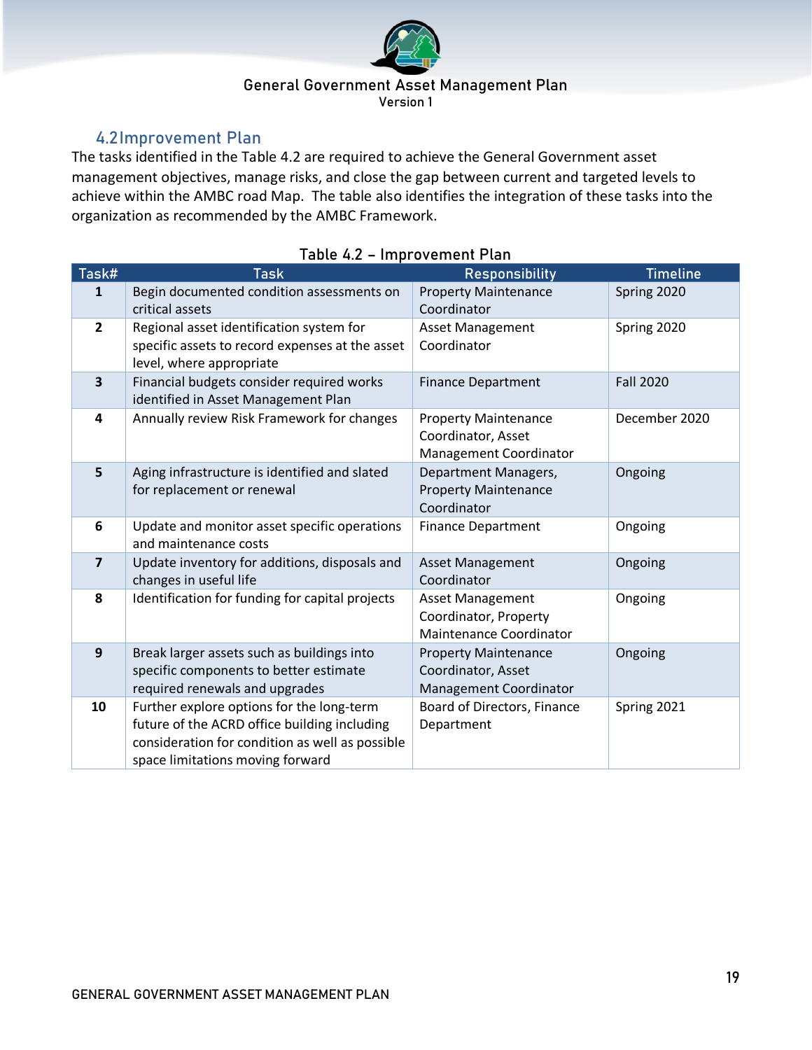## 4.2 Improvement Plan

The tasks identified in the Table 4.2 are required to achieve the General Government asset management objectives, manage risks, and close the gap between current and targeted levels to achieve within the AMBC road Map. The table also identifies the integration of these tasks into the organization as recommended by the AMBC Framework.

Table 4.2 – Improvement Plan

| Task# | Task | Responsibility | Timeline |
|---|---|---|---|
| **1** | Begin documented condition assessments on critical assets | Property Maintenance Coordinator | Spring 2020 |
| **2** | Regional asset identification system for specific assets to record expenses at the asset level, where appropriate | Asset Management Coordinator | Spring 2020 |
| **3** | Financial budgets consider required works identified in Asset Management Plan | Finance Department | Fall 2020 |
| **4** | Annually review Risk Framework for changes | Property Maintenance Coordinator, Asset Management Coordinator | December 2020 |
| **5** | Aging infrastructure is identified and slated for replacement or renewal | Department Managers, Property Maintenance Coordinator | Ongoing |
| **6** | Update and monitor asset specific operations and maintenance costs | Finance Department | Ongoing |
| **7** | Update inventory for additions, disposals and changes in useful life | Asset Management Coordinator | Ongoing |
| **8** | Identification for funding for capital projects | Asset Management Coordinator, Property Maintenance Coordinator | Ongoing |
| **9** | Break larger assets such as buildings into specific components to better estimate required renewals and upgrades | Property Maintenance Coordinator, Asset Management Coordinator | Ongoing |
| **10** | Further explore options for the long-term future of the ACRD office building including consideration for condition as well as possible space limitations moving forward | Board of Directors, Finance Department | Spring 2021 |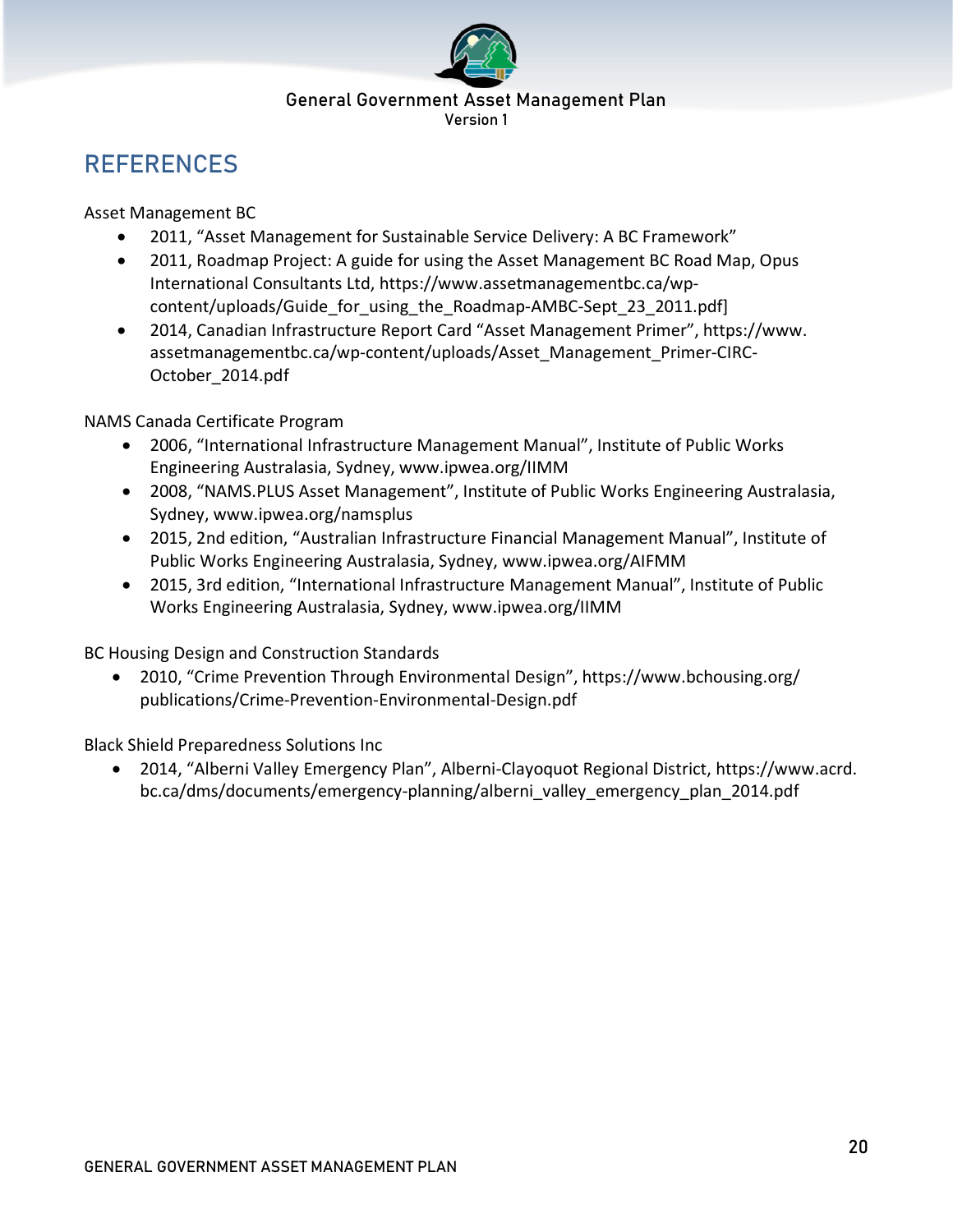# REFERENCES

Asset Management BC

- 2011, "Asset Management for Sustainable Service Delivery: A BC Framework"
- 2011, Roadmap Project: A guide for using the Asset Management BC Road Map, Opus International Consultants Ltd, https://www.assetmanagementbc.ca/wp-content/uploads/Guide_for_using_the_Roadmap-AMBC-Sept_23_2011.pdf]
- 2014, Canadian Infrastructure Report Card "Asset Management Primer", https://www.assetmanagementbc.ca/wp-content/uploads/Asset_Management_Primer-CIRC-October_2014.pdf

NAMS Canada Certificate Program

- 2006, "International Infrastructure Management Manual", Institute of Public Works Engineering Australasia, Sydney, www.ipwea.org/IIMM
- 2008, "NAMS.PLUS Asset Management", Institute of Public Works Engineering Australasia, Sydney, www.ipwea.org/namsplus
- 2015, 2nd edition, "Australian Infrastructure Financial Management Manual", Institute of Public Works Engineering Australasia, Sydney, www.ipwea.org/AIFMM
- 2015, 3rd edition, "International Infrastructure Management Manual", Institute of Public Works Engineering Australasia, Sydney, www.ipwea.org/IIMM

BC Housing Design and Construction Standards

- 2010, "Crime Prevention Through Environmental Design", https://www.bchousing.org/publications/Crime-Prevention-Environmental-Design.pdf

Black Shield Preparedness Solutions Inc

- 2014, "Alberni Valley Emergency Plan", Alberni-Clayoquot Regional District, https://www.acrd.bc.ca/dms/documents/emergency-planning/alberni_valley_emergency_plan_2014.pdf